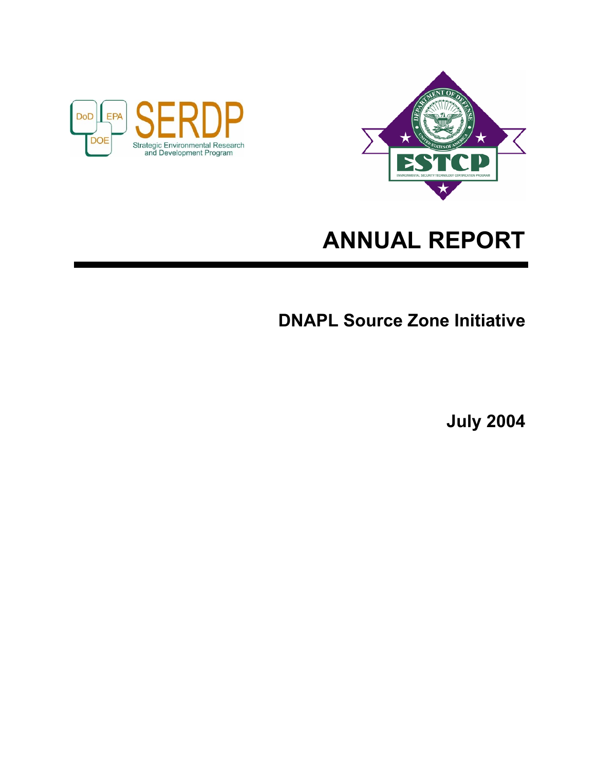DoD EPA DOE **SERDP** Strategic Environmental Research and Development Program

DEPARTMENT OF DEFENSE UNITED STATES OF AMERICA **ESTCP** ENVIRONMENTAL SECURITY TECHNOLOGY CERTIFICATION PROGRAM

# ANNUAL REPORT

## DNAPL Source Zone Initiative

**July 2004**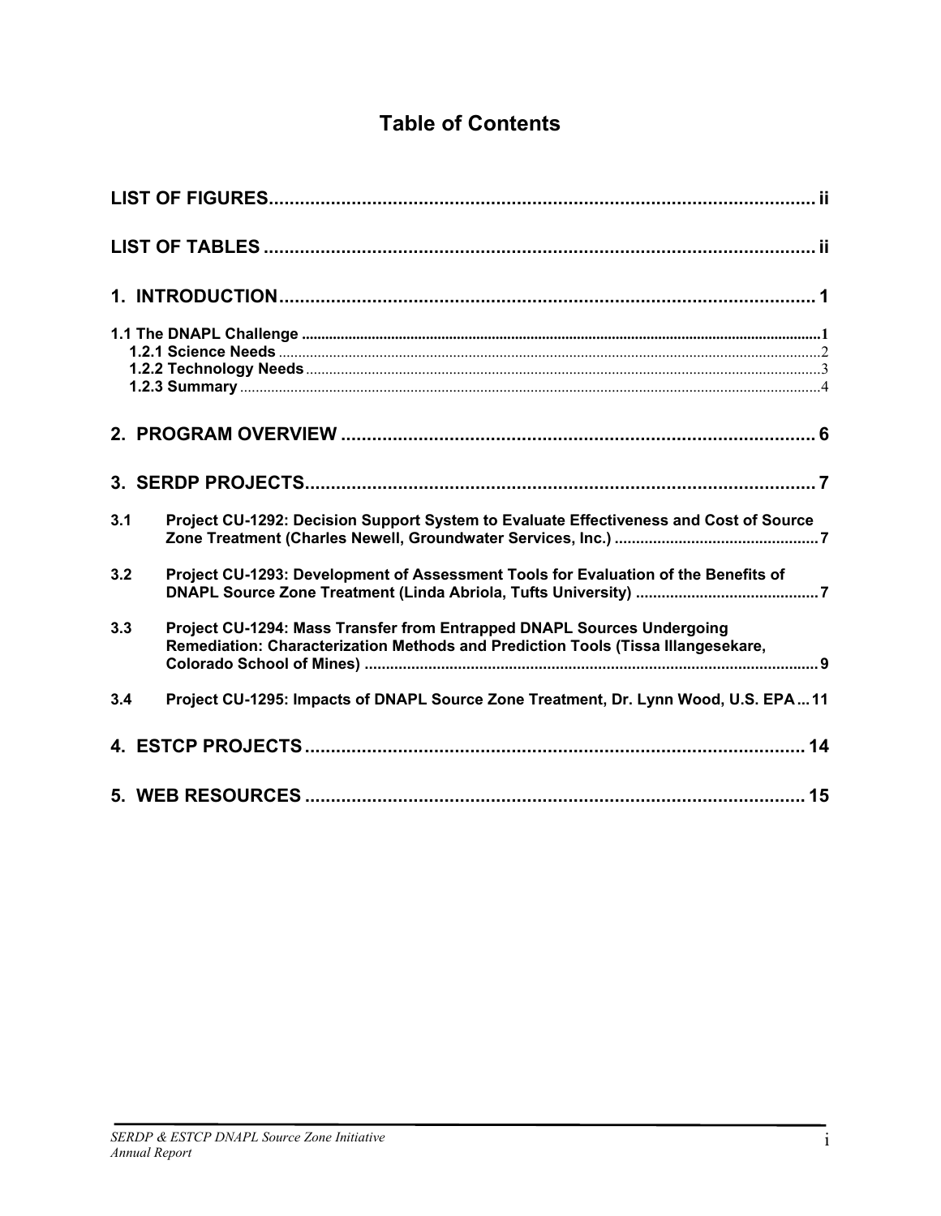# Table of Contents

**LIST OF FIGURES** ........................................................................................................ ii

**LIST OF TABLES** ......................................................................................................... ii

**1. INTRODUCTION** ....................................................................................................... 1

**1.1 The DNAPL Challenge** ........................................................................................... 1
- **1.2.1 Science Needs** ................................................................................................. 2
- **1.2.2 Technology Needs** .......................................................................................... 3
- **1.2.3 Summary** ......................................................................................................... 4

**2. PROGRAM OVERVIEW** ............................................................................................ 6

**3. SERDP PROJECTS** .................................................................................................... 7

**3.1 Project CU-1292: Decision Support System to Evaluate Effectiveness and Cost of Source Zone Treatment (Charles Newell, Groundwater Services, Inc.)** ........................................ 7

**3.2 Project CU-1293: Development of Assessment Tools for Evaluation of the Benefits of DNAPL Source Zone Treatment (Linda Abriola, Tufts University)** .................................. 7

**3.3 Project CU-1294: Mass Transfer from Entrapped DNAPL Sources Undergoing Remediation: Characterization Methods and Prediction Tools (Tissa Illangesekare, Colorado School of Mines)** ...................................................................................... 9

**3.4 Project CU-1295: Impacts of DNAPL Source Zone Treatment, Dr. Lynn Wood, U.S. EPA** ... 11

**4. ESTCP PROJECTS** .................................................................................................. 14

**5. WEB RESOURCES** ................................................................................................... 15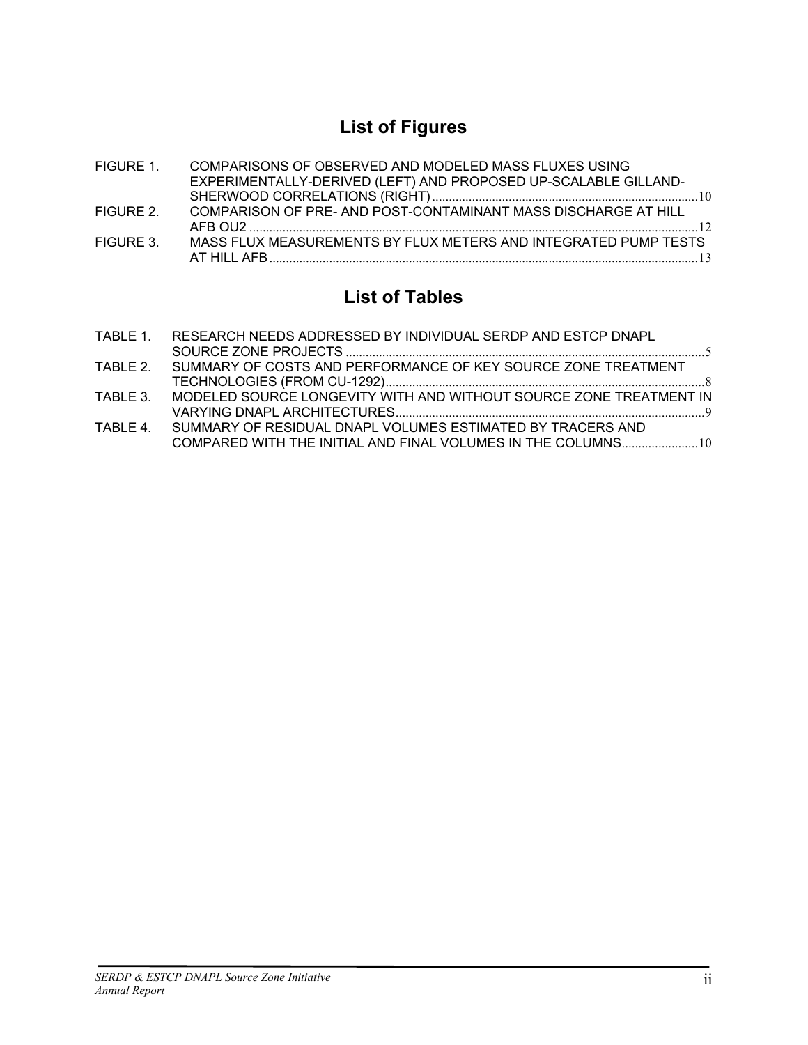# List of Figures

FIGURE 1. COMPARISONS OF OBSERVED AND MODELED MASS FLUXES USING EXPERIMENTALLY-DERIVED (LEFT) AND PROPOSED UP-SCALABLE GILLAND-SHERWOOD CORRELATIONS (RIGHT)....10

FIGURE 2. COMPARISON OF PRE- AND POST-CONTAMINANT MASS DISCHARGE AT HILL AFB OU2....12

FIGURE 3. MASS FLUX MEASUREMENTS BY FLUX METERS AND INTEGRATED PUMP TESTS AT HILL AFB....13

# List of Tables

TABLE 1. RESEARCH NEEDS ADDRESSED BY INDIVIDUAL SERDP AND ESTCP DNAPL SOURCE ZONE PROJECTS....5

TABLE 2. SUMMARY OF COSTS AND PERFORMANCE OF KEY SOURCE ZONE TREATMENT TECHNOLOGIES (FROM CU-1292)....8

TABLE 3. MODELED SOURCE LONGEVITY WITH AND WITHOUT SOURCE ZONE TREATMENT IN VARYING DNAPL ARCHITECTURES....9

TABLE 4. SUMMARY OF RESIDUAL DNAPL VOLUMES ESTIMATED BY TRACERS AND COMPARED WITH THE INITIAL AND FINAL VOLUMES IN THE COLUMNS....10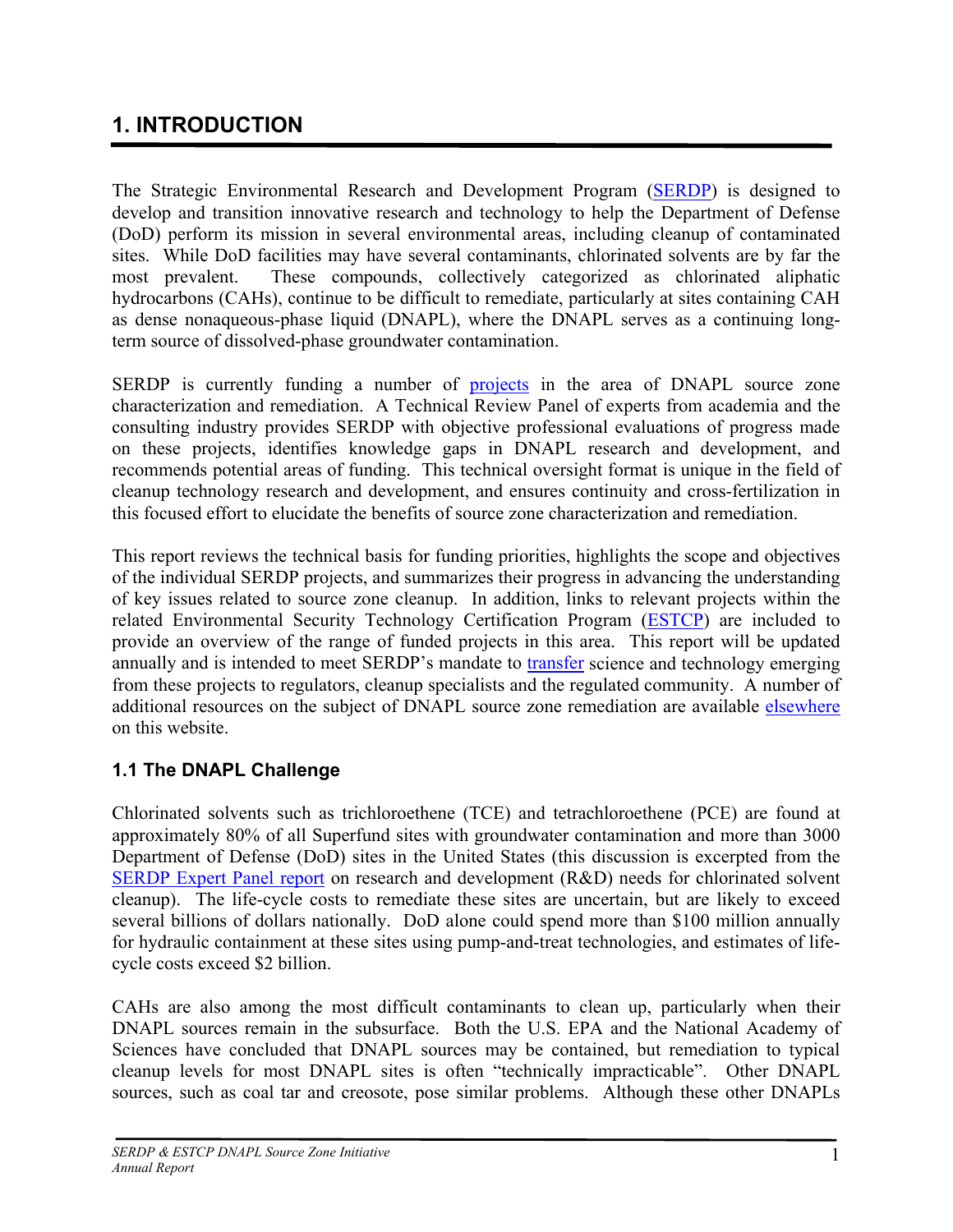# 1. INTRODUCTION

The Strategic Environmental Research and Development Program (SERDP) is designed to develop and transition innovative research and technology to help the Department of Defense (DoD) perform its mission in several environmental areas, including cleanup of contaminated sites. While DoD facilities may have several contaminants, chlorinated solvents are by far the most prevalent. These compounds, collectively categorized as chlorinated aliphatic hydrocarbons (CAHs), continue to be difficult to remediate, particularly at sites containing CAH as dense nonaqueous-phase liquid (DNAPL), where the DNAPL serves as a continuing long-term source of dissolved-phase groundwater contamination.

SERDP is currently funding a number of projects in the area of DNAPL source zone characterization and remediation. A Technical Review Panel of experts from academia and the consulting industry provides SERDP with objective professional evaluations of progress made on these projects, identifies knowledge gaps in DNAPL research and development, and recommends potential areas of funding. This technical oversight format is unique in the field of cleanup technology research and development, and ensures continuity and cross-fertilization in this focused effort to elucidate the benefits of source zone characterization and remediation.

This report reviews the technical basis for funding priorities, highlights the scope and objectives of the individual SERDP projects, and summarizes their progress in advancing the understanding of key issues related to source zone cleanup. In addition, links to relevant projects within the related Environmental Security Technology Certification Program (ESTCP) are included to provide an overview of the range of funded projects in this area. This report will be updated annually and is intended to meet SERDP's mandate to transfer science and technology emerging from these projects to regulators, cleanup specialists and the regulated community. A number of additional resources on the subject of DNAPL source zone remediation are available elsewhere on this website.

## 1.1 The DNAPL Challenge

Chlorinated solvents such as trichloroethene (TCE) and tetrachloroethene (PCE) are found at approximately 80% of all Superfund sites with groundwater contamination and more than 3000 Department of Defense (DoD) sites in the United States (this discussion is excerpted from the SERDP Expert Panel report on research and development (R&D) needs for chlorinated solvent cleanup). The life-cycle costs to remediate these sites are uncertain, but are likely to exceed several billions of dollars nationally. DoD alone could spend more than $100 million annually for hydraulic containment at these sites using pump-and-treat technologies, and estimates of life-cycle costs exceed $2 billion.

CAHs are also among the most difficult contaminants to clean up, particularly when their DNAPL sources remain in the subsurface. Both the U.S. EPA and the National Academy of Sciences have concluded that DNAPL sources may be contained, but remediation to typical cleanup levels for most DNAPL sites is often "technically impracticable". Other DNAPL sources, such as coal tar and creosote, pose similar problems. Although these other DNAPLs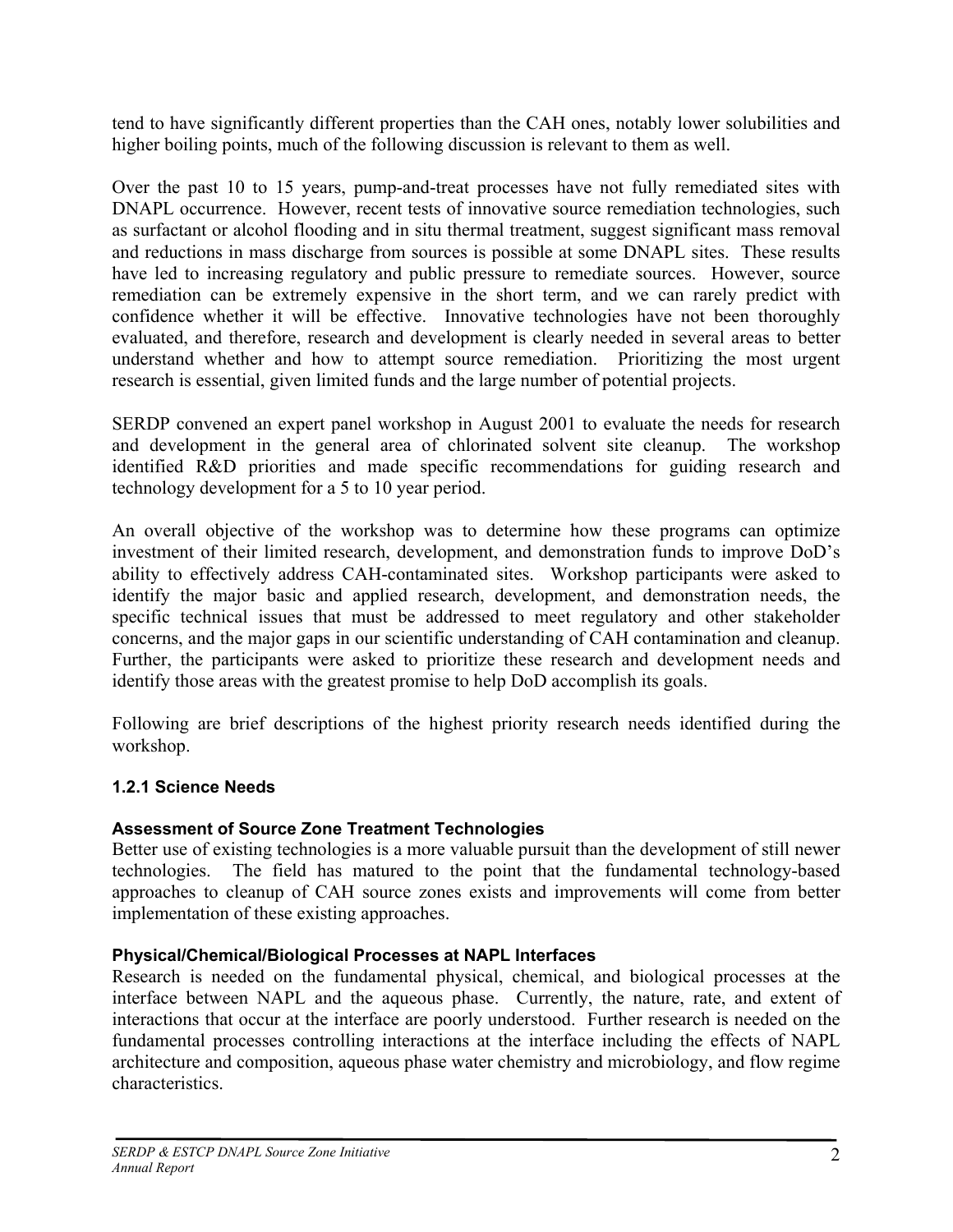tend to have significantly different properties than the CAH ones, notably lower solubilities and higher boiling points, much of the following discussion is relevant to them as well.

Over the past 10 to 15 years, pump-and-treat processes have not fully remediated sites with DNAPL occurrence. However, recent tests of innovative source remediation technologies, such as surfactant or alcohol flooding and in situ thermal treatment, suggest significant mass removal and reductions in mass discharge from sources is possible at some DNAPL sites. These results have led to increasing regulatory and public pressure to remediate sources. However, source remediation can be extremely expensive in the short term, and we can rarely predict with confidence whether it will be effective. Innovative technologies have not been thoroughly evaluated, and therefore, research and development is clearly needed in several areas to better understand whether and how to attempt source remediation. Prioritizing the most urgent research is essential, given limited funds and the large number of potential projects.

SERDP convened an expert panel workshop in August 2001 to evaluate the needs for research and development in the general area of chlorinated solvent site cleanup. The workshop identified R&D priorities and made specific recommendations for guiding research and technology development for a 5 to 10 year period.

An overall objective of the workshop was to determine how these programs can optimize investment of their limited research, development, and demonstration funds to improve DoD's ability to effectively address CAH-contaminated sites. Workshop participants were asked to identify the major basic and applied research, development, and demonstration needs, the specific technical issues that must be addressed to meet regulatory and other stakeholder concerns, and the major gaps in our scientific understanding of CAH contamination and cleanup. Further, the participants were asked to prioritize these research and development needs and identify those areas with the greatest promise to help DoD accomplish its goals.

Following are brief descriptions of the highest priority research needs identified during the workshop.

### 1.2.1 Science Needs

#### Assessment of Source Zone Treatment Technologies

Better use of existing technologies is a more valuable pursuit than the development of still newer technologies. The field has matured to the point that the fundamental technology-based approaches to cleanup of CAH source zones exists and improvements will come from better implementation of these existing approaches.

#### Physical/Chemical/Biological Processes at NAPL Interfaces

Research is needed on the fundamental physical, chemical, and biological processes at the interface between NAPL and the aqueous phase. Currently, the nature, rate, and extent of interactions that occur at the interface are poorly understood. Further research is needed on the fundamental processes controlling interactions at the interface including the effects of NAPL architecture and composition, aqueous phase water chemistry and microbiology, and flow regime characteristics.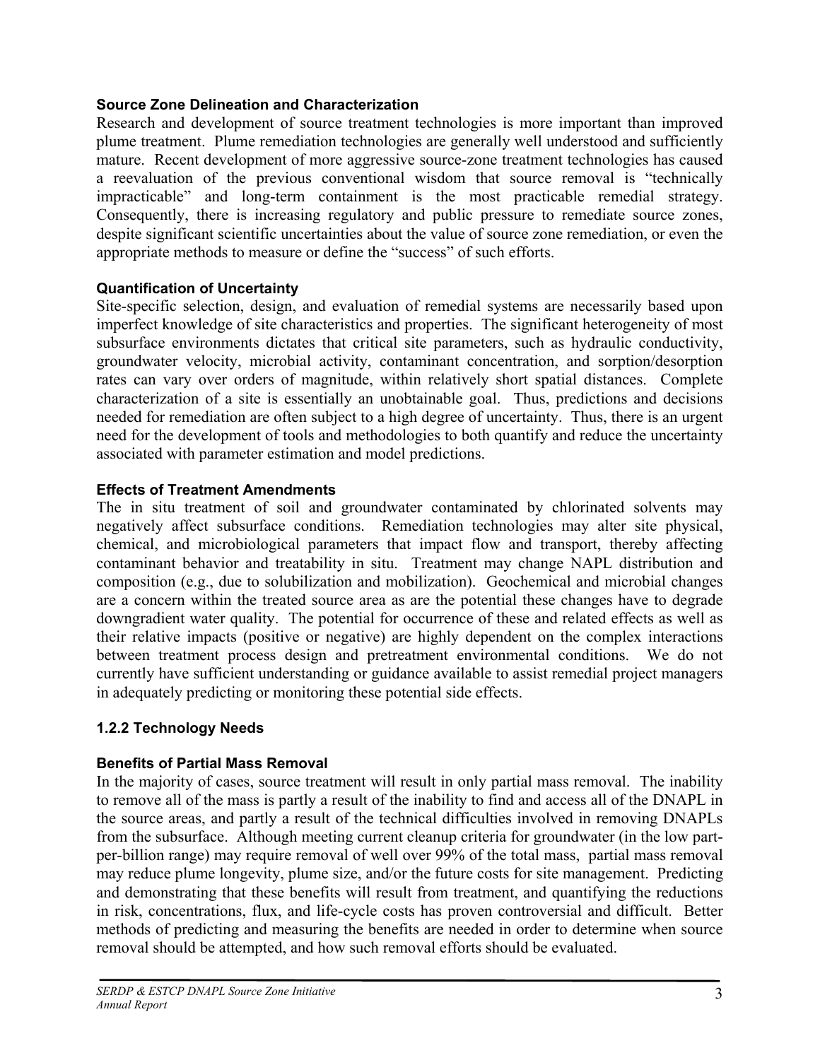**Source Zone Delineation and Characterization**

Research and development of source treatment technologies is more important than improved plume treatment. Plume remediation technologies are generally well understood and sufficiently mature. Recent development of more aggressive source-zone treatment technologies has caused a reevaluation of the previous conventional wisdom that source removal is "technically impracticable" and long-term containment is the most practicable remedial strategy. Consequently, there is increasing regulatory and public pressure to remediate source zones, despite significant scientific uncertainties about the value of source zone remediation, or even the appropriate methods to measure or define the "success" of such efforts.

**Quantification of Uncertainty**

Site-specific selection, design, and evaluation of remedial systems are necessarily based upon imperfect knowledge of site characteristics and properties. The significant heterogeneity of most subsurface environments dictates that critical site parameters, such as hydraulic conductivity, groundwater velocity, microbial activity, contaminant concentration, and sorption/desorption rates can vary over orders of magnitude, within relatively short spatial distances. Complete characterization of a site is essentially an unobtainable goal. Thus, predictions and decisions needed for remediation are often subject to a high degree of uncertainty. Thus, there is an urgent need for the development of tools and methodologies to both quantify and reduce the uncertainty associated with parameter estimation and model predictions.

**Effects of Treatment Amendments**

The in situ treatment of soil and groundwater contaminated by chlorinated solvents may negatively affect subsurface conditions. Remediation technologies may alter site physical, chemical, and microbiological parameters that impact flow and transport, thereby affecting contaminant behavior and treatability in situ. Treatment may change NAPL distribution and composition (e.g., due to solubilization and mobilization). Geochemical and microbial changes are a concern within the treated source area as are the potential these changes have to degrade downgradient water quality. The potential for occurrence of these and related effects as well as their relative impacts (positive or negative) are highly dependent on the complex interactions between treatment process design and pretreatment environmental conditions. We do not currently have sufficient understanding or guidance available to assist remedial project managers in adequately predicting or monitoring these potential side effects.

### 1.2.2 Technology Needs

**Benefits of Partial Mass Removal**

In the majority of cases, source treatment will result in only partial mass removal. The inability to remove all of the mass is partly a result of the inability to find and access all of the DNAPL in the source areas, and partly a result of the technical difficulties involved in removing DNAPLs from the subsurface. Although meeting current cleanup criteria for groundwater (in the low part-per-billion range) may require removal of well over 99% of the total mass, partial mass removal may reduce plume longevity, plume size, and/or the future costs for site management. Predicting and demonstrating that these benefits will result from treatment, and quantifying the reductions in risk, concentrations, flux, and life-cycle costs has proven controversial and difficult. Better methods of predicting and measuring the benefits are needed in order to determine when source removal should be attempted, and how such removal efforts should be evaluated.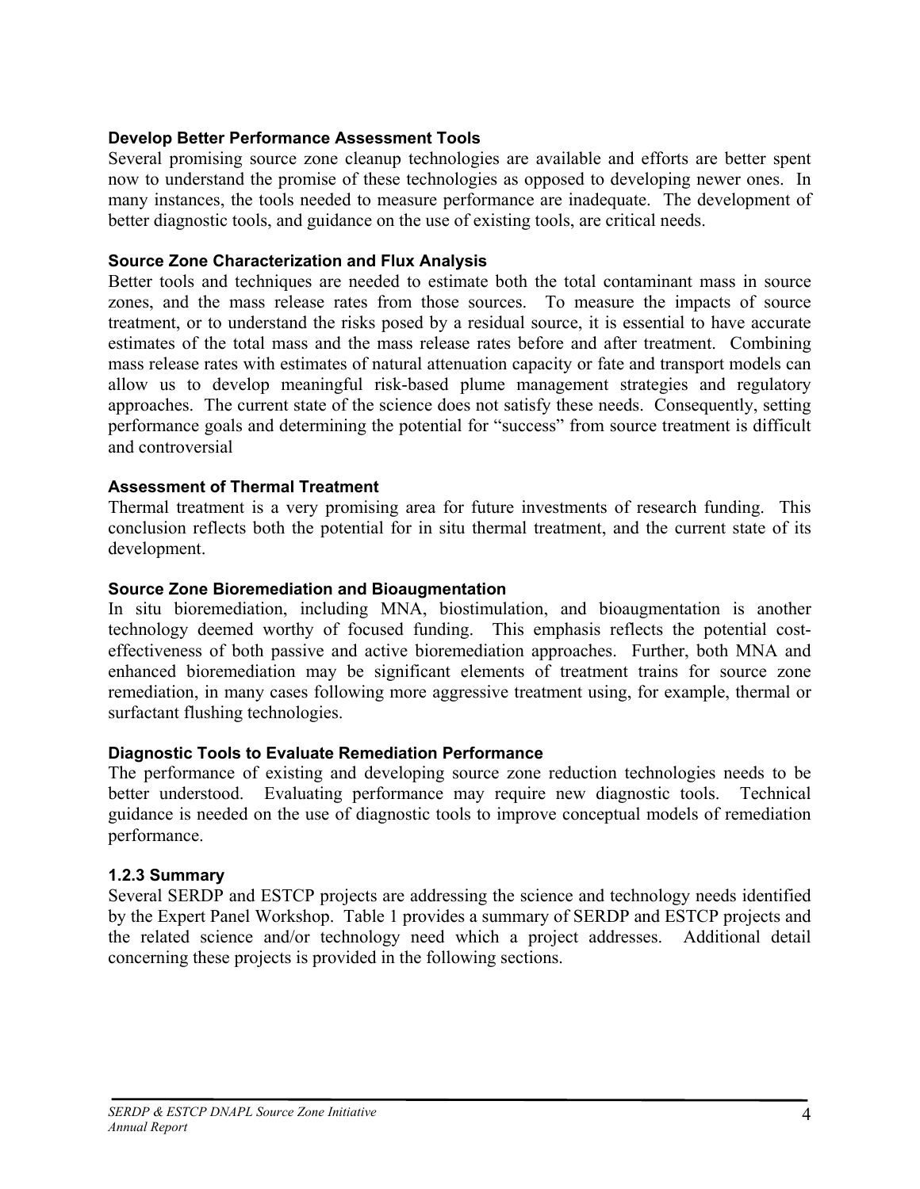**Develop Better Performance Assessment Tools**

Several promising source zone cleanup technologies are available and efforts are better spent now to understand the promise of these technologies as opposed to developing newer ones. In many instances, the tools needed to measure performance are inadequate. The development of better diagnostic tools, and guidance on the use of existing tools, are critical needs.

**Source Zone Characterization and Flux Analysis**

Better tools and techniques are needed to estimate both the total contaminant mass in source zones, and the mass release rates from those sources. To measure the impacts of source treatment, or to understand the risks posed by a residual source, it is essential to have accurate estimates of the total mass and the mass release rates before and after treatment. Combining mass release rates with estimates of natural attenuation capacity or fate and transport models can allow us to develop meaningful risk-based plume management strategies and regulatory approaches. The current state of the science does not satisfy these needs. Consequently, setting performance goals and determining the potential for "success" from source treatment is difficult and controversial

**Assessment of Thermal Treatment**

Thermal treatment is a very promising area for future investments of research funding. This conclusion reflects both the potential for in situ thermal treatment, and the current state of its development.

**Source Zone Bioremediation and Bioaugmentation**

In situ bioremediation, including MNA, biostimulation, and bioaugmentation is another technology deemed worthy of focused funding. This emphasis reflects the potential cost-effectiveness of both passive and active bioremediation approaches. Further, both MNA and enhanced bioremediation may be significant elements of treatment trains for source zone remediation, in many cases following more aggressive treatment using, for example, thermal or surfactant flushing technologies.

**Diagnostic Tools to Evaluate Remediation Performance**

The performance of existing and developing source zone reduction technologies needs to be better understood. Evaluating performance may require new diagnostic tools. Technical guidance is needed on the use of diagnostic tools to improve conceptual models of remediation performance.

### 1.2.3 Summary

Several SERDP and ESTCP projects are addressing the science and technology needs identified by the Expert Panel Workshop. Table 1 provides a summary of SERDP and ESTCP projects and the related science and/or technology need which a project addresses. Additional detail concerning these projects is provided in the following sections.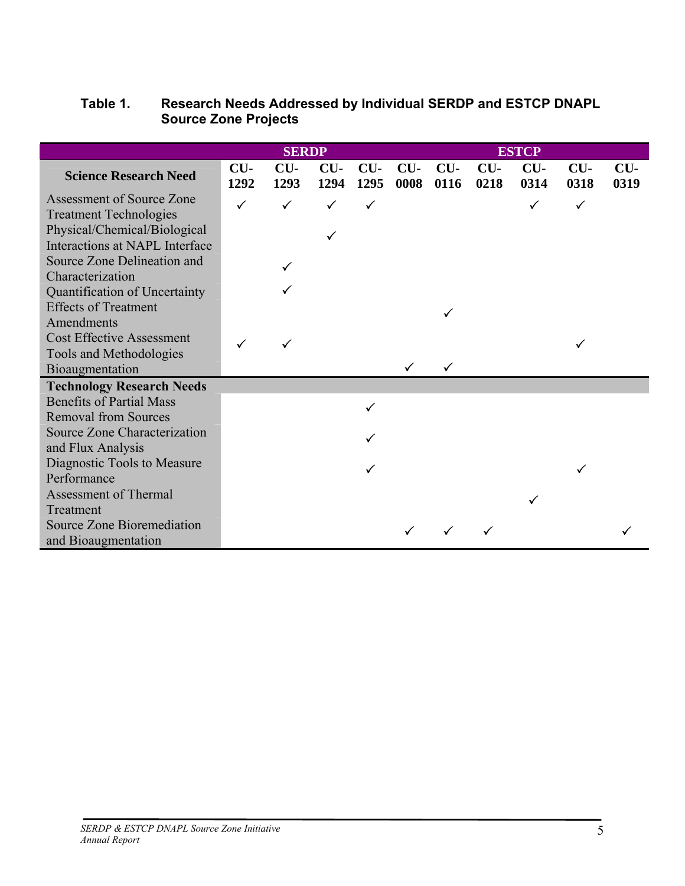## Table 1. Research Needs Addressed by Individual SERDP and ESTCP DNAPL Source Zone Projects

| | SERDP | | | | ESTCP | | | | | |
|---|---|---|---|---|---|---|---|---|---|---|
| **Science Research Need** | **CU-1292** | **CU-1293** | **CU-1294** | **CU-1295** | **CU-0008** | **CU-0116** | **CU-0218** | **CU-0314** | **CU-0318** | **CU-0319** |
| Assessment of Source Zone Treatment Technologies | ✓ | ✓ | ✓ | ✓ | | | | ✓ | ✓ | |
| Physical/Chemical/Biological Interactions at NAPL Interface | | | ✓ | | | | | | | |
| Source Zone Delineation and Characterization | | ✓ | | | | | | | | |
| Quantification of Uncertainty | | ✓ | | | | | | | | |
| Effects of Treatment Amendments | | | | | | ✓ | | | | |
| Cost Effective Assessment Tools and Methodologies | ✓ | ✓ | | | | | | | ✓ | |
| Bioaugmentation | | | | | ✓ | ✓ | | | | |
| **Technology Research Needs** | | | | | | | | | | |
| Benefits of Partial Mass Removal from Sources | | | | ✓ | | | | | | |
| Source Zone Characterization and Flux Analysis | | | | ✓ | | | | | | |
| Diagnostic Tools to Measure Performance | | | | ✓ | | | | | ✓ | |
| Assessment of Thermal Treatment | | | | | | | | ✓ | | |
| Source Zone Bioremediation and Bioaugmentation | | | | | ✓ | ✓ | ✓ | | | ✓ |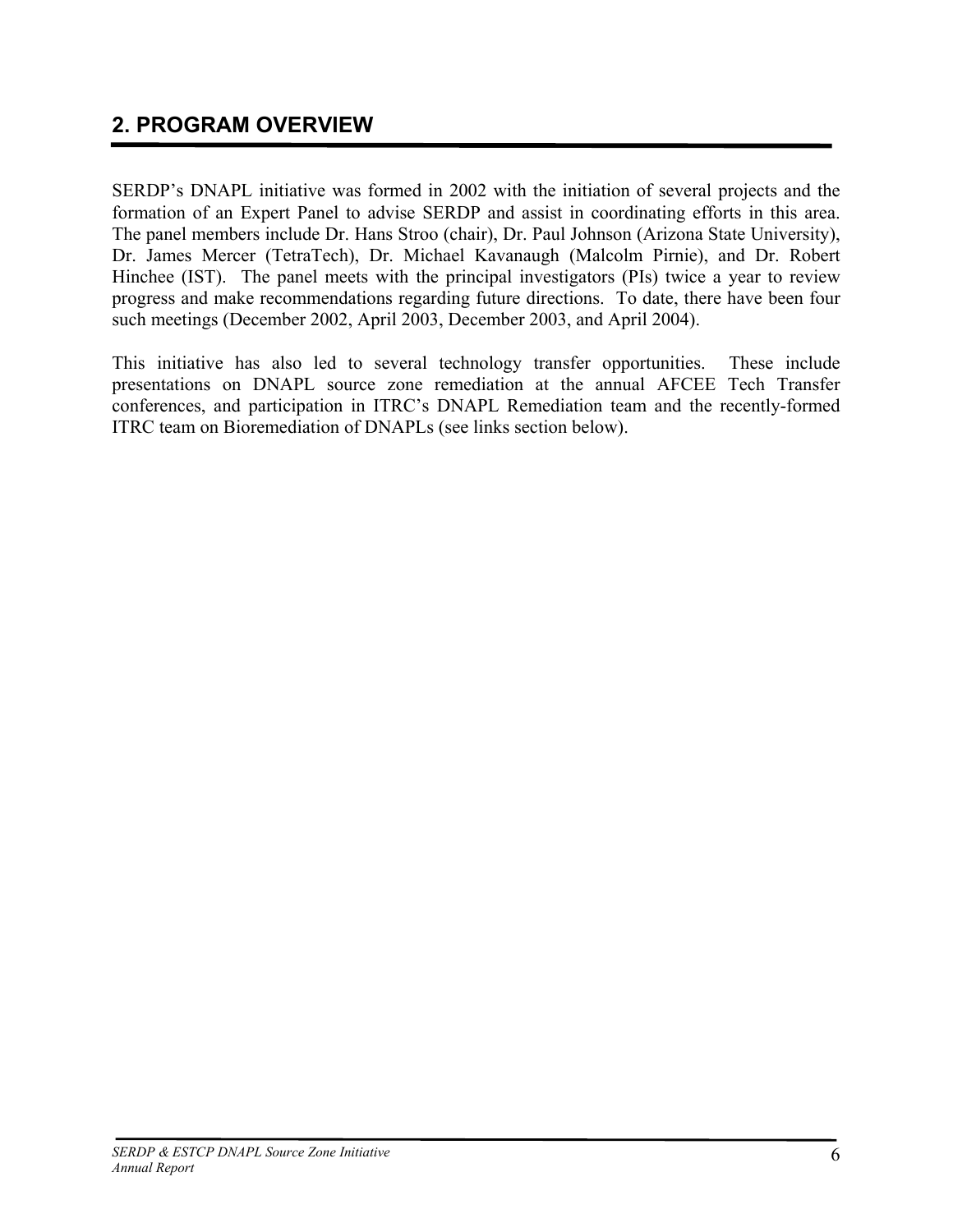## 2. PROGRAM OVERVIEW

SERDP's DNAPL initiative was formed in 2002 with the initiation of several projects and the formation of an Expert Panel to advise SERDP and assist in coordinating efforts in this area. The panel members include Dr. Hans Stroo (chair), Dr. Paul Johnson (Arizona State University), Dr. James Mercer (TetraTech), Dr. Michael Kavanaugh (Malcolm Pirnie), and Dr. Robert Hinchee (IST). The panel meets with the principal investigators (PIs) twice a year to review progress and make recommendations regarding future directions. To date, there have been four such meetings (December 2002, April 2003, December 2003, and April 2004).

This initiative has also led to several technology transfer opportunities. These include presentations on DNAPL source zone remediation at the annual AFCEE Tech Transfer conferences, and participation in ITRC's DNAPL Remediation team and the recently-formed ITRC team on Bioremediation of DNAPLs (see links section below).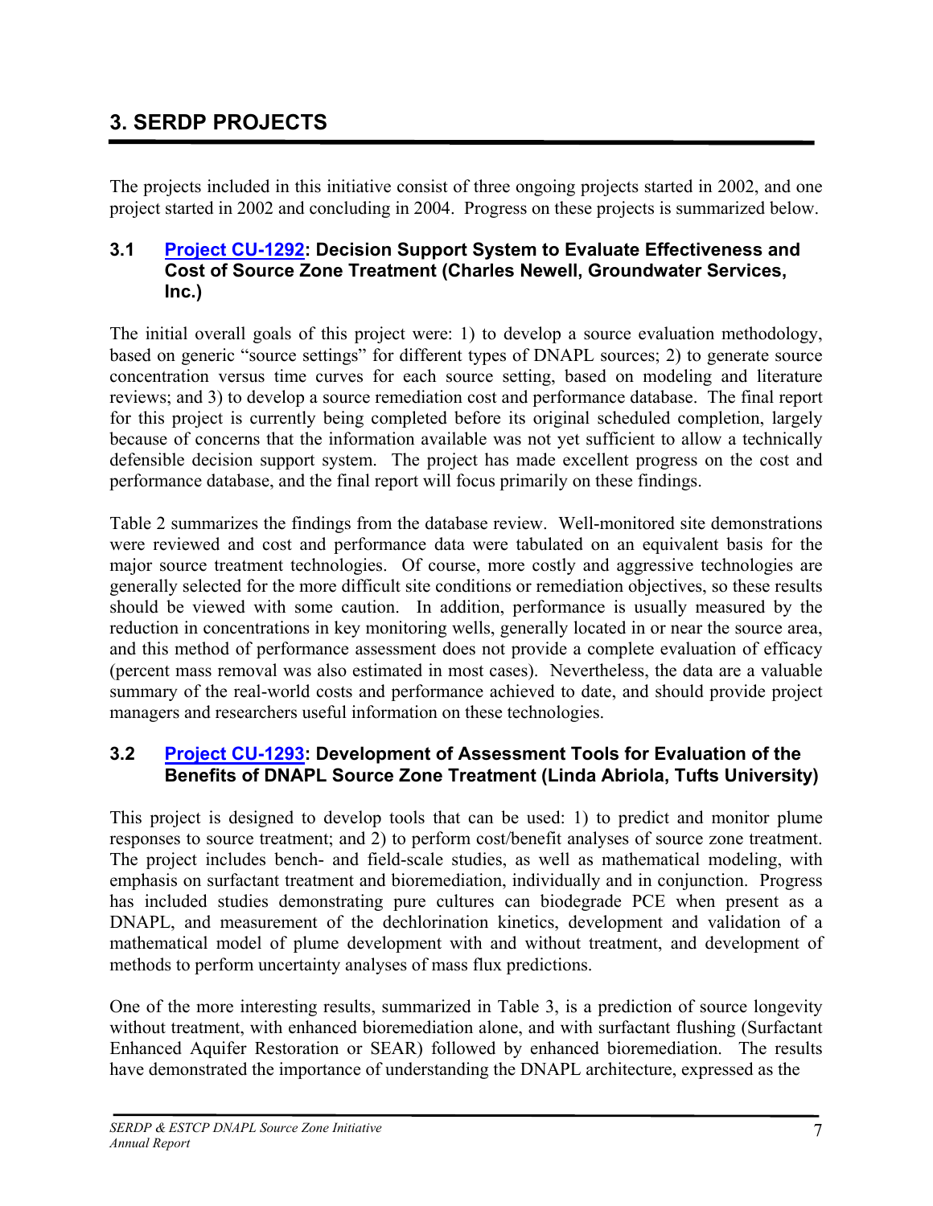# 3. SERDP PROJECTS

The projects included in this initiative consist of three ongoing projects started in 2002, and one project started in 2002 and concluding in 2004. Progress on these projects is summarized below.

## 3.1 Project CU-1292: Decision Support System to Evaluate Effectiveness and Cost of Source Zone Treatment (Charles Newell, Groundwater Services, Inc.)

The initial overall goals of this project were: 1) to develop a source evaluation methodology, based on generic "source settings" for different types of DNAPL sources; 2) to generate source concentration versus time curves for each source setting, based on modeling and literature reviews; and 3) to develop a source remediation cost and performance database. The final report for this project is currently being completed before its original scheduled completion, largely because of concerns that the information available was not yet sufficient to allow a technically defensible decision support system. The project has made excellent progress on the cost and performance database, and the final report will focus primarily on these findings.

Table 2 summarizes the findings from the database review. Well-monitored site demonstrations were reviewed and cost and performance data were tabulated on an equivalent basis for the major source treatment technologies. Of course, more costly and aggressive technologies are generally selected for the more difficult site conditions or remediation objectives, so these results should be viewed with some caution. In addition, performance is usually measured by the reduction in concentrations in key monitoring wells, generally located in or near the source area, and this method of performance assessment does not provide a complete evaluation of efficacy (percent mass removal was also estimated in most cases). Nevertheless, the data are a valuable summary of the real-world costs and performance achieved to date, and should provide project managers and researchers useful information on these technologies.

## 3.2 Project CU-1293: Development of Assessment Tools for Evaluation of the Benefits of DNAPL Source Zone Treatment (Linda Abriola, Tufts University)

This project is designed to develop tools that can be used: 1) to predict and monitor plume responses to source treatment; and 2) to perform cost/benefit analyses of source zone treatment. The project includes bench- and field-scale studies, as well as mathematical modeling, with emphasis on surfactant treatment and bioremediation, individually and in conjunction. Progress has included studies demonstrating pure cultures can biodegrade PCE when present as a DNAPL, and measurement of the dechlorination kinetics, development and validation of a mathematical model of plume development with and without treatment, and development of methods to perform uncertainty analyses of mass flux predictions.

One of the more interesting results, summarized in Table 3, is a prediction of source longevity without treatment, with enhanced bioremediation alone, and with surfactant flushing (Surfactant Enhanced Aquifer Restoration or SEAR) followed by enhanced bioremediation. The results have demonstrated the importance of understanding the DNAPL architecture, expressed as the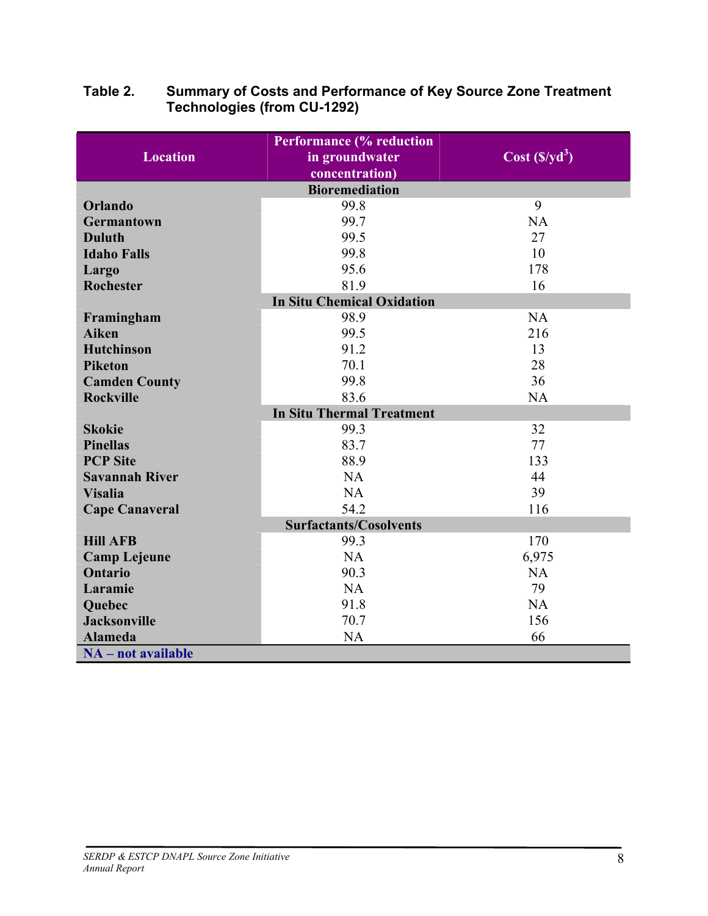**Table 2. Summary of Costs and Performance of Key Source Zone Treatment Technologies (from CU-1292)**

| Location | Performance (% reduction in groundwater concentration) | Cost ($/yd$^3$) |
|---|---|---|
| | **Bioremediation** | |
| **Orlando** | 99.8 | 9 |
| **Germantown** | 99.7 | NA |
| **Duluth** | 99.5 | 27 |
| **Idaho Falls** | 99.8 | 10 |
| **Largo** | 95.6 | 178 |
| **Rochester** | 81.9 | 16 |
| | **In Situ Chemical Oxidation** | |
| **Framingham** | 98.9 | NA |
| **Aiken** | 99.5 | 216 |
| **Hutchinson** | 91.2 | 13 |
| **Piketon** | 70.1 | 28 |
| **Camden County** | 99.8 | 36 |
| **Rockville** | 83.6 | NA |
| | **In Situ Thermal Treatment** | |
| **Skokie** | 99.3 | 32 |
| **Pinellas** | 83.7 | 77 |
| **PCP Site** | 88.9 | 133 |
| **Savannah River** | NA | 44 |
| **Visalia** | NA | 39 |
| **Cape Canaveral** | 54.2 | 116 |
| | **Surfactants/Cosolvents** | |
| **Hill AFB** | 99.3 | 170 |
| **Camp Lejeune** | NA | 6,975 |
| **Ontario** | 90.3 | NA |
| **Laramie** | NA | 79 |
| **Quebec** | 91.8 | NA |
| **Jacksonville** | 70.7 | 156 |
| **Alameda** | NA | 66 |

**NA – not available**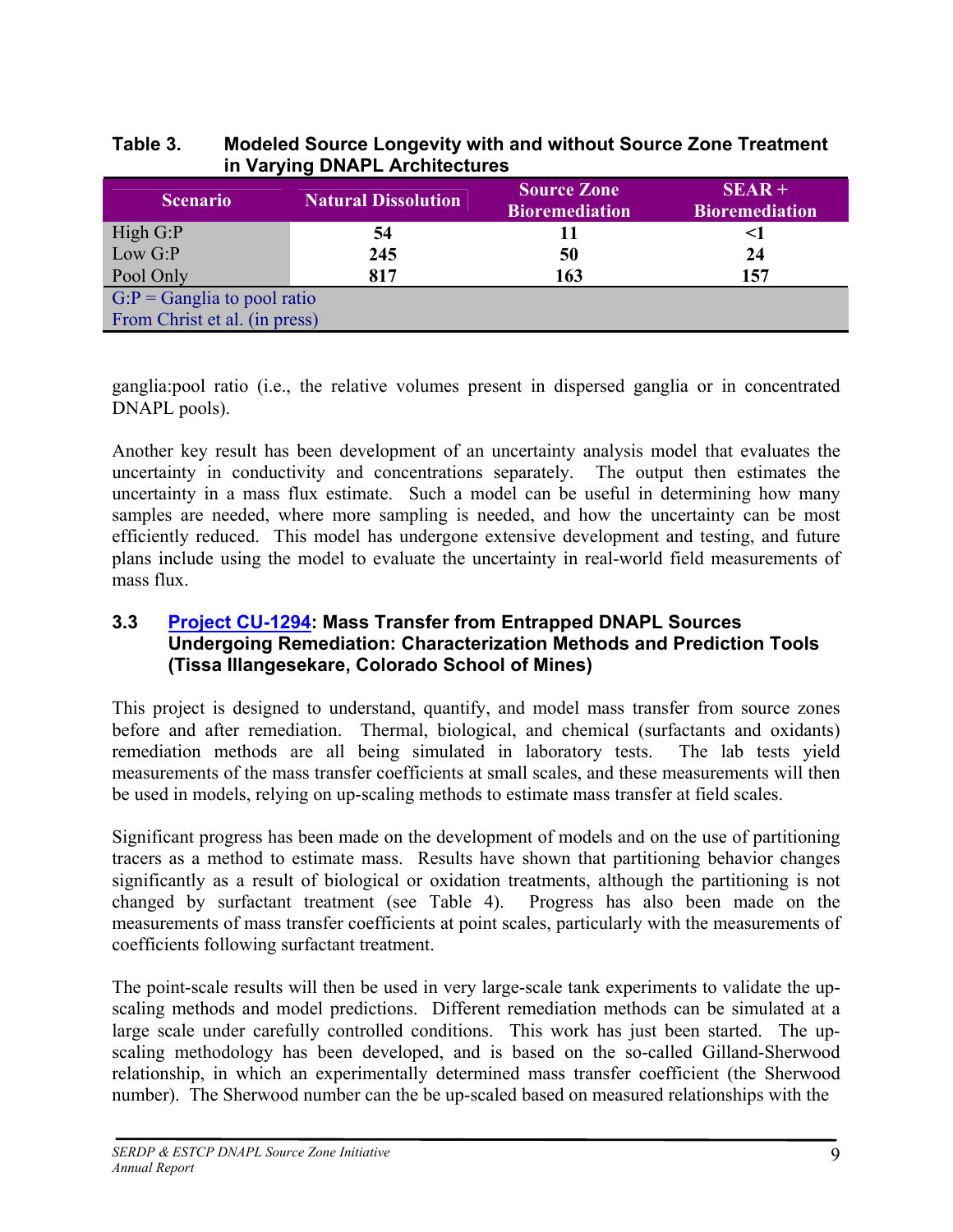**Table 3. Modeled Source Longevity with and without Source Zone Treatment in Varying DNAPL Architectures**

| Scenario | Natural Dissolution | Source Zone Bioremediation | SEAR + Bioremediation |
|---|---|---|---|
| High G:P | **54** | **11** | **<1** |
| Low G:P | **245** | **50** | **24** |
| Pool Only | **817** | **163** | **157** |
| G:P = Ganglia to pool ratio<br>From Christ et al. (in press) | | | |

ganglia:pool ratio (i.e., the relative volumes present in dispersed ganglia or in concentrated DNAPL pools).

Another key result has been development of an uncertainty analysis model that evaluates the uncertainty in conductivity and concentrations separately. The output then estimates the uncertainty in a mass flux estimate. Such a model can be useful in determining how many samples are needed, where more sampling is needed, and how the uncertainty can be most efficiently reduced. This model has undergone extensive development and testing, and future plans include using the model to evaluate the uncertainty in real-world field measurements of mass flux.

### 3.3 Project CU-1294: Mass Transfer from Entrapped DNAPL Sources Undergoing Remediation: Characterization Methods and Prediction Tools (Tissa Illangesekare, Colorado School of Mines)

This project is designed to understand, quantify, and model mass transfer from source zones before and after remediation. Thermal, biological, and chemical (surfactants and oxidants) remediation methods are all being simulated in laboratory tests. The lab tests yield measurements of the mass transfer coefficients at small scales, and these measurements will then be used in models, relying on up-scaling methods to estimate mass transfer at field scales.

Significant progress has been made on the development of models and on the use of partitioning tracers as a method to estimate mass. Results have shown that partitioning behavior changes significantly as a result of biological or oxidation treatments, although the partitioning is not changed by surfactant treatment (see Table 4). Progress has also been made on the measurements of mass transfer coefficients at point scales, particularly with the measurements of coefficients following surfactant treatment.

The point-scale results will then be used in very large-scale tank experiments to validate the up-scaling methods and model predictions. Different remediation methods can be simulated at a large scale under carefully controlled conditions. This work has just been started. The up-scaling methodology has been developed, and is based on the so-called Gilland-Sherwood relationship, in which an experimentally determined mass transfer coefficient (the Sherwood number). The Sherwood number can the be up-scaled based on measured relationships with the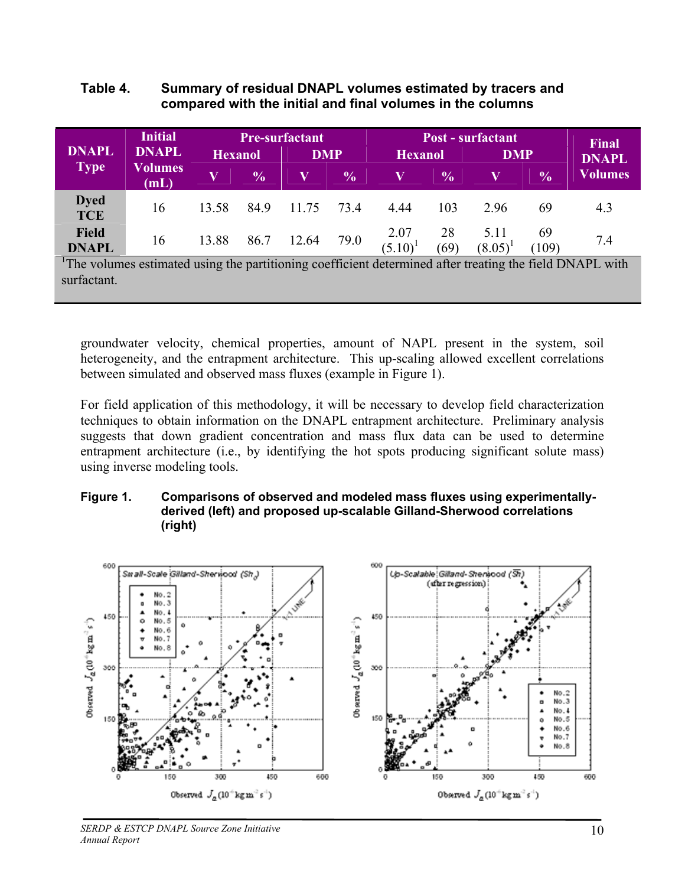**Table 4. Summary of residual DNAPL volumes estimated by tracers and compared with the initial and final volumes in the columns**

| DNAPL Type | Initial DNAPL Volumes (mL) | Pre-surfactant | | | | Post - surfactant | | | | Final DNAPL Volumes |
|---|---|---|---|---|---|---|---|---|---|---|
| | | Hexanol | | DMP | | Hexanol | | DMP | | |
| | | V | % | V | % | V | % | V | % | |
| Dyed TCE | 16 | 13.58 | 84.9 | 11.75 | 73.4 | 4.44 | 103 | 2.96 | 69 | 4.3 |
| Field DNAPL | 16 | 13.88 | 86.7 | 12.64 | 79.0 | 2.07 (5.10)[1] | 28 (69) | 5.11 (8.05)[1] | 69 (109) | 7.4 |

[1]The volumes estimated using the partitioning coefficient determined after treating the field DNAPL with surfactant.

groundwater velocity, chemical properties, amount of NAPL present in the system, soil heterogeneity, and the entrapment architecture. This up-scaling allowed excellent correlations between simulated and observed mass fluxes (example in Figure 1).

For field application of this methodology, it will be necessary to develop field characterization techniques to obtain information on the DNAPL entrapment architecture. Preliminary analysis suggests that down gradient concentration and mass flux data can be used to determine entrapment architecture (i.e., by identifying the hot spots producing significant solute mass) using inverse modeling tools.

**Figure 1. Comparisons of observed and modeled mass fluxes using experimentally-derived (left) and proposed up-scalable Gilland-Sherwood correlations (right)**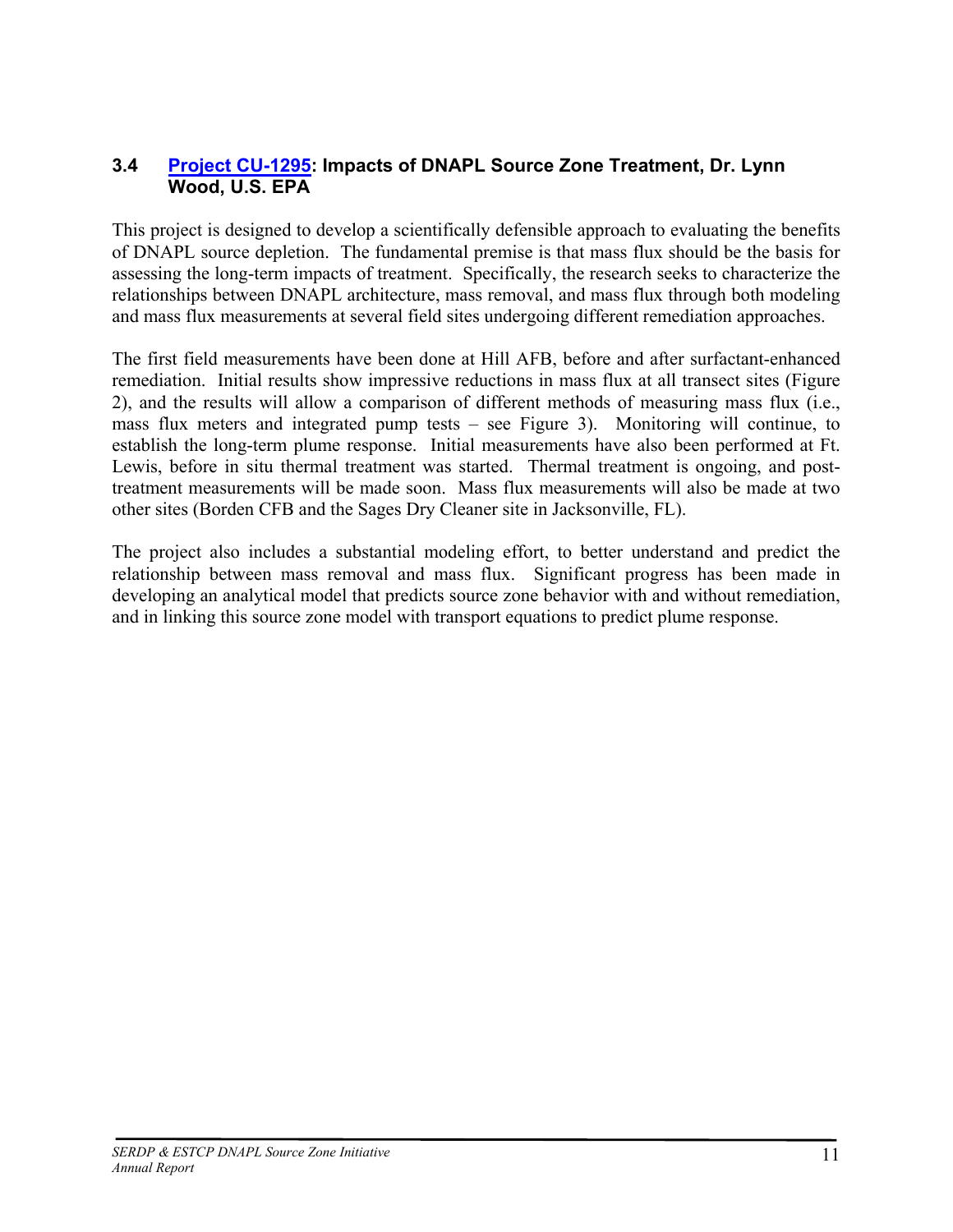### 3.4 Project CU-1295: Impacts of DNAPL Source Zone Treatment, Dr. Lynn Wood, U.S. EPA

This project is designed to develop a scientifically defensible approach to evaluating the benefits of DNAPL source depletion. The fundamental premise is that mass flux should be the basis for assessing the long-term impacts of treatment. Specifically, the research seeks to characterize the relationships between DNAPL architecture, mass removal, and mass flux through both modeling and mass flux measurements at several field sites undergoing different remediation approaches.

The first field measurements have been done at Hill AFB, before and after surfactant-enhanced remediation. Initial results show impressive reductions in mass flux at all transect sites (Figure 2), and the results will allow a comparison of different methods of measuring mass flux (i.e., mass flux meters and integrated pump tests – see Figure 3). Monitoring will continue, to establish the long-term plume response. Initial measurements have also been performed at Ft. Lewis, before in situ thermal treatment was started. Thermal treatment is ongoing, and post-treatment measurements will be made soon. Mass flux measurements will also be made at two other sites (Borden CFB and the Sages Dry Cleaner site in Jacksonville, FL).

The project also includes a substantial modeling effort, to better understand and predict the relationship between mass removal and mass flux. Significant progress has been made in developing an analytical model that predicts source zone behavior with and without remediation, and in linking this source zone model with transport equations to predict plume response.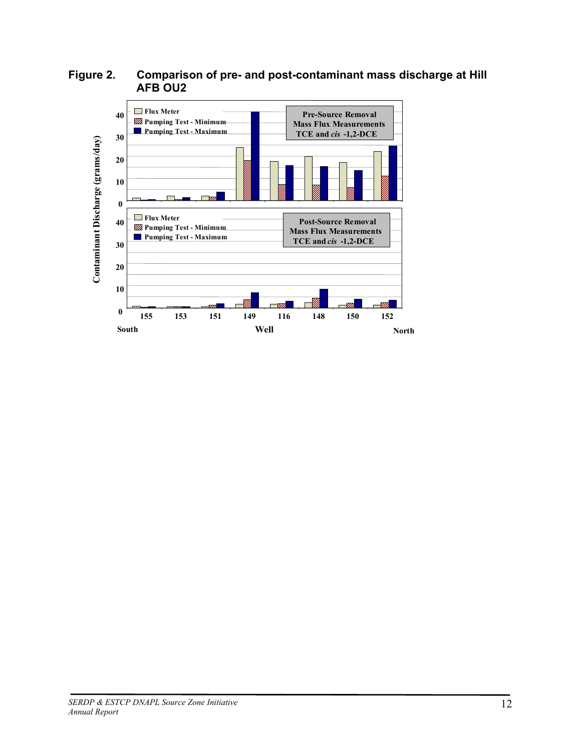**Figure 2. Comparison of pre- and post-contaminant mass discharge at Hill AFB OU2**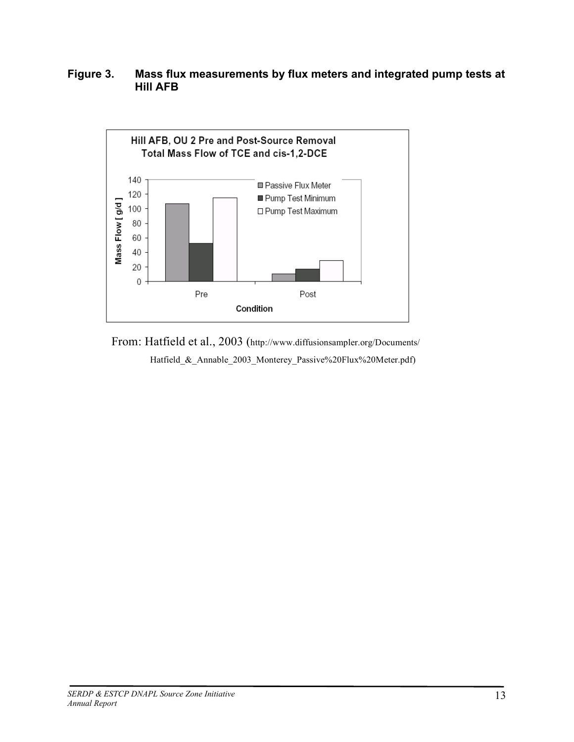**Figure 3. Mass flux measurements by flux meters and integrated pump tests at Hill AFB**

From: Hatfield et al., 2003 (http://www.diffusionsampler.org/Documents/Hatfield_&_Annable_2003_Monterey_Passive%20Flux%20Meter.pdf)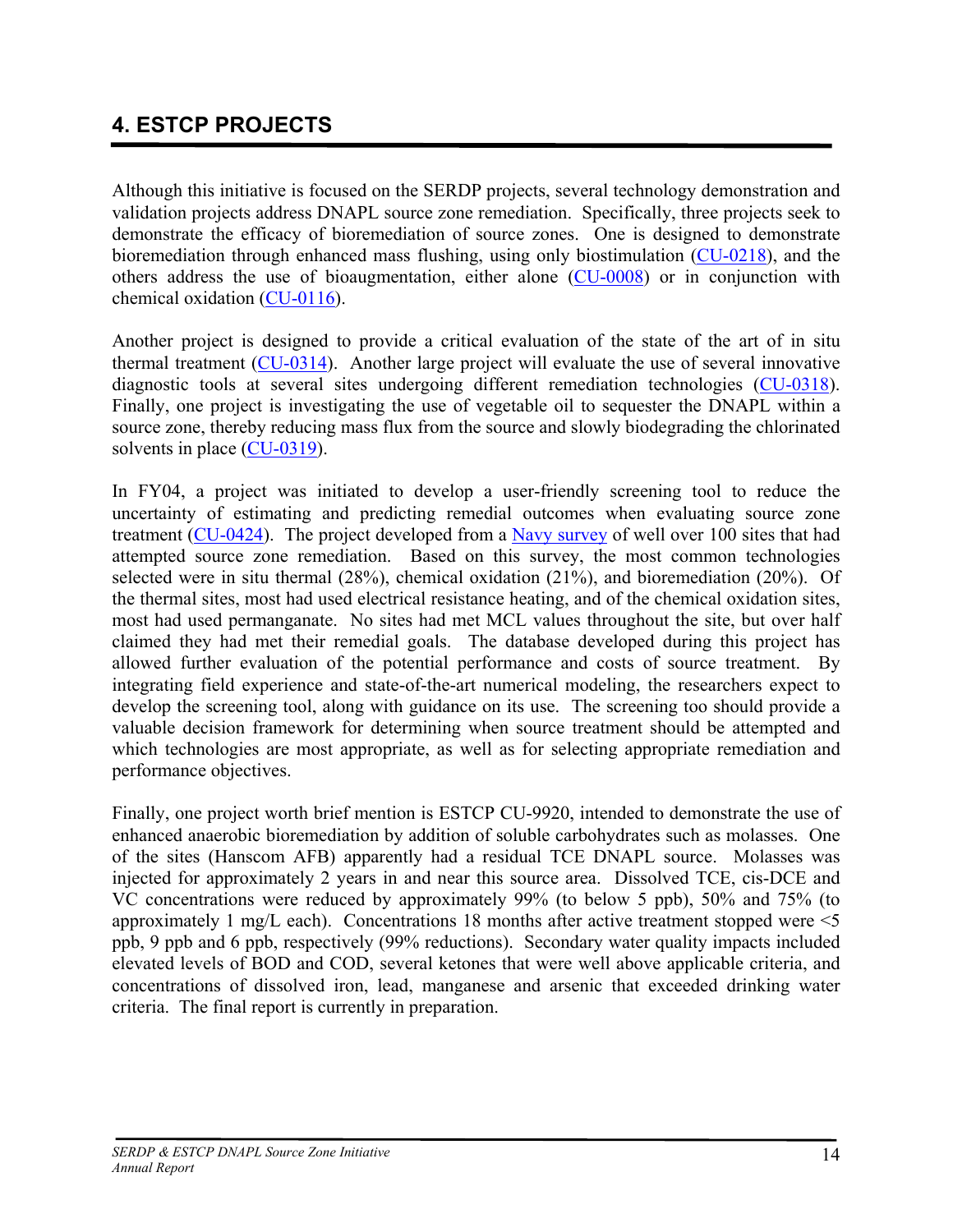## 4. ESTCP PROJECTS

Although this initiative is focused on the SERDP projects, several technology demonstration and validation projects address DNAPL source zone remediation. Specifically, three projects seek to demonstrate the efficacy of bioremediation of source zones. One is designed to demonstrate bioremediation through enhanced mass flushing, using only biostimulation (CU-0218), and the others address the use of bioaugmentation, either alone (CU-0008) or in conjunction with chemical oxidation (CU-0116).

Another project is designed to provide a critical evaluation of the state of the art of in situ thermal treatment (CU-0314). Another large project will evaluate the use of several innovative diagnostic tools at several sites undergoing different remediation technologies (CU-0318). Finally, one project is investigating the use of vegetable oil to sequester the DNAPL within a source zone, thereby reducing mass flux from the source and slowly biodegrading the chlorinated solvents in place (CU-0319).

In FY04, a project was initiated to develop a user-friendly screening tool to reduce the uncertainty of estimating and predicting remedial outcomes when evaluating source zone treatment (CU-0424). The project developed from a Navy survey of well over 100 sites that had attempted source zone remediation. Based on this survey, the most common technologies selected were in situ thermal (28%), chemical oxidation (21%), and bioremediation (20%). Of the thermal sites, most had used electrical resistance heating, and of the chemical oxidation sites, most had used permanganate. No sites had met MCL values throughout the site, but over half claimed they had met their remedial goals. The database developed during this project has allowed further evaluation of the potential performance and costs of source treatment. By integrating field experience and state-of-the-art numerical modeling, the researchers expect to develop the screening tool, along with guidance on its use. The screening too should provide a valuable decision framework for determining when source treatment should be attempted and which technologies are most appropriate, as well as for selecting appropriate remediation and performance objectives.

Finally, one project worth brief mention is ESTCP CU-9920, intended to demonstrate the use of enhanced anaerobic bioremediation by addition of soluble carbohydrates such as molasses. One of the sites (Hanscom AFB) apparently had a residual TCE DNAPL source. Molasses was injected for approximately 2 years in and near this source area. Dissolved TCE, cis-DCE and VC concentrations were reduced by approximately 99% (to below 5 ppb), 50% and 75% (to approximately 1 mg/L each). Concentrations 18 months after active treatment stopped were <5 ppb, 9 ppb and 6 ppb, respectively (99% reductions). Secondary water quality impacts included elevated levels of BOD and COD, several ketones that were well above applicable criteria, and concentrations of dissolved iron, lead, manganese and arsenic that exceeded drinking water criteria. The final report is currently in preparation.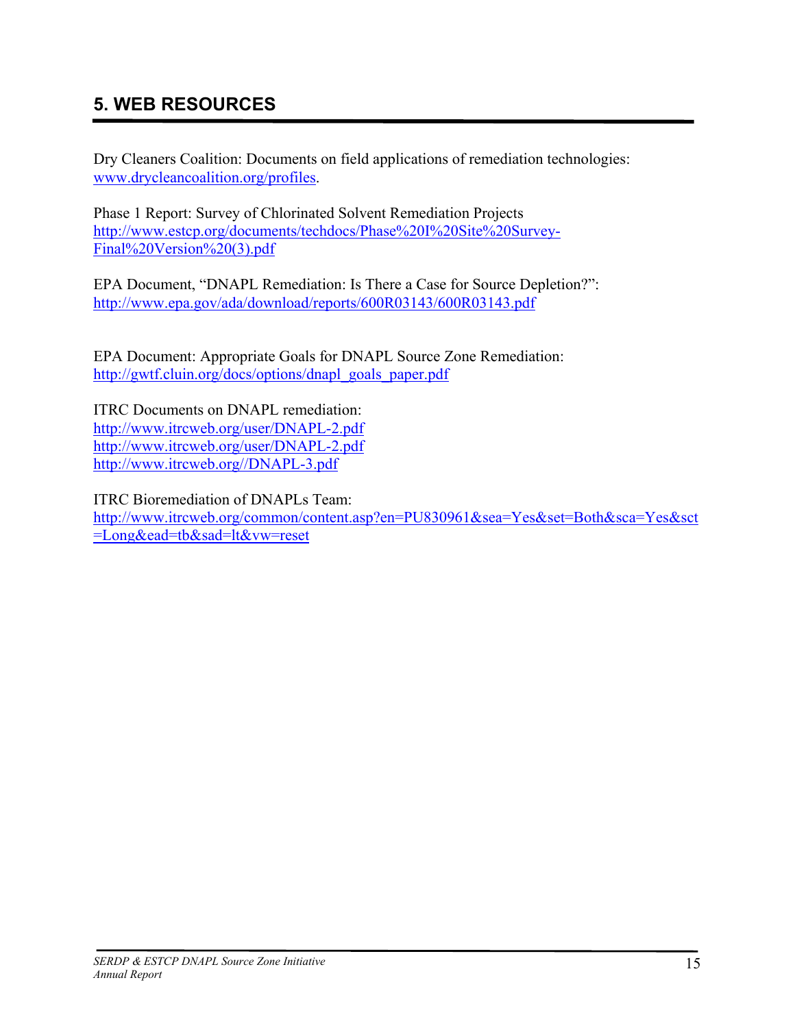## 5. WEB RESOURCES

Dry Cleaners Coalition: Documents on field applications of remediation technologies: www.drycleancoalition.org/profiles.

Phase 1 Report: Survey of Chlorinated Solvent Remediation Projects
http://www.estcp.org/documents/techdocs/Phase%20I%20Site%20Survey-Final%20Version%20(3).pdf

EPA Document, "DNAPL Remediation: Is There a Case for Source Depletion?": http://www.epa.gov/ada/download/reports/600R03143/600R03143.pdf

EPA Document: Appropriate Goals for DNAPL Source Zone Remediation:
http://gwtf.cluin.org/docs/options/dnapl_goals_paper.pdf

ITRC Documents on DNAPL remediation:
http://www.itrcweb.org/user/DNAPL-2.pdf
http://www.itrcweb.org/user/DNAPL-2.pdf
http://www.itrcweb.org//DNAPL-3.pdf

ITRC Bioremediation of DNAPLs Team:
http://www.itrcweb.org/common/content.asp?en=PU830961&sea=Yes&set=Both&sca=Yes&sct=Long&ead=tb&sad=lt&vw=reset